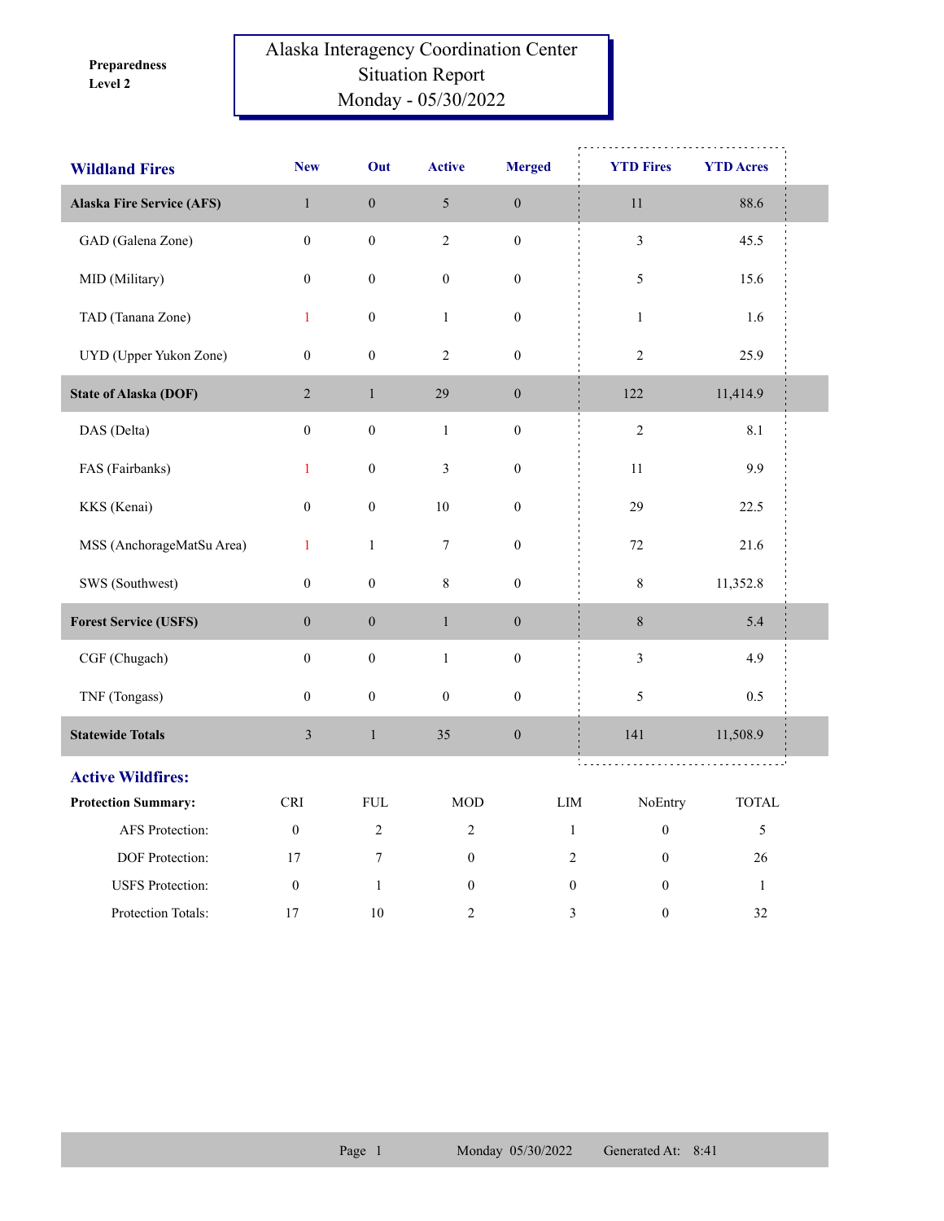Preparedness Level 2

# Alaska Interagency Coordination Center
## Situation Report
## Monday - 05/30/2022

| Wildland Fires | New | Out | Active | Merged | YTD Fires | YTD Acres |
|---|---|---|---|---|---|---|
| **Alaska Fire Service (AFS)** | 1 | 0 | 5 | 0 | 11 | 88.6 |
| GAD (Galena Zone) | 0 | 0 | 2 | 0 | 3 | 45.5 |
| MID (Military) | 0 | 0 | 0 | 0 | 5 | 15.6 |
| TAD (Tanana Zone) | 1 | 0 | 1 | 0 | 1 | 1.6 |
| UYD (Upper Yukon Zone) | 0 | 0 | 2 | 0 | 2 | 25.9 |
| **State of Alaska (DOF)** | 2 | 1 | 29 | 0 | 122 | 11,414.9 |
| DAS (Delta) | 0 | 0 | 1 | 0 | 2 | 8.1 |
| FAS (Fairbanks) | 1 | 0 | 3 | 0 | 11 | 9.9 |
| KKS (Kenai) | 0 | 0 | 10 | 0 | 29 | 22.5 |
| MSS (AnchorageMatSu Area) | 1 | 1 | 7 | 0 | 72 | 21.6 |
| SWS (Southwest) | 0 | 0 | 8 | 0 | 8 | 11,352.8 |
| **Forest Service (USFS)** | 0 | 0 | 1 | 0 | 8 | 5.4 |
| CGF (Chugach) | 0 | 0 | 1 | 0 | 3 | 4.9 |
| TNF (Tongass) | 0 | 0 | 0 | 0 | 5 | 0.5 |
| **Statewide Totals** | 3 | 1 | 35 | 0 | 141 | 11,508.9 |

## Active Wildfires:

| Protection Summary: | CRI | FUL | MOD | LIM | NoEntry | TOTAL |
|---|---|---|---|---|---|---|
| AFS Protection: | 0 | 2 | 2 | 1 | 0 | 5 |
| DOF Protection: | 17 | 7 | 0 | 2 | 0 | 26 |
| USFS Protection: | 0 | 1 | 0 | 0 | 0 | 1 |
| Protection Totals: | 17 | 10 | 2 | 3 | 0 | 32 |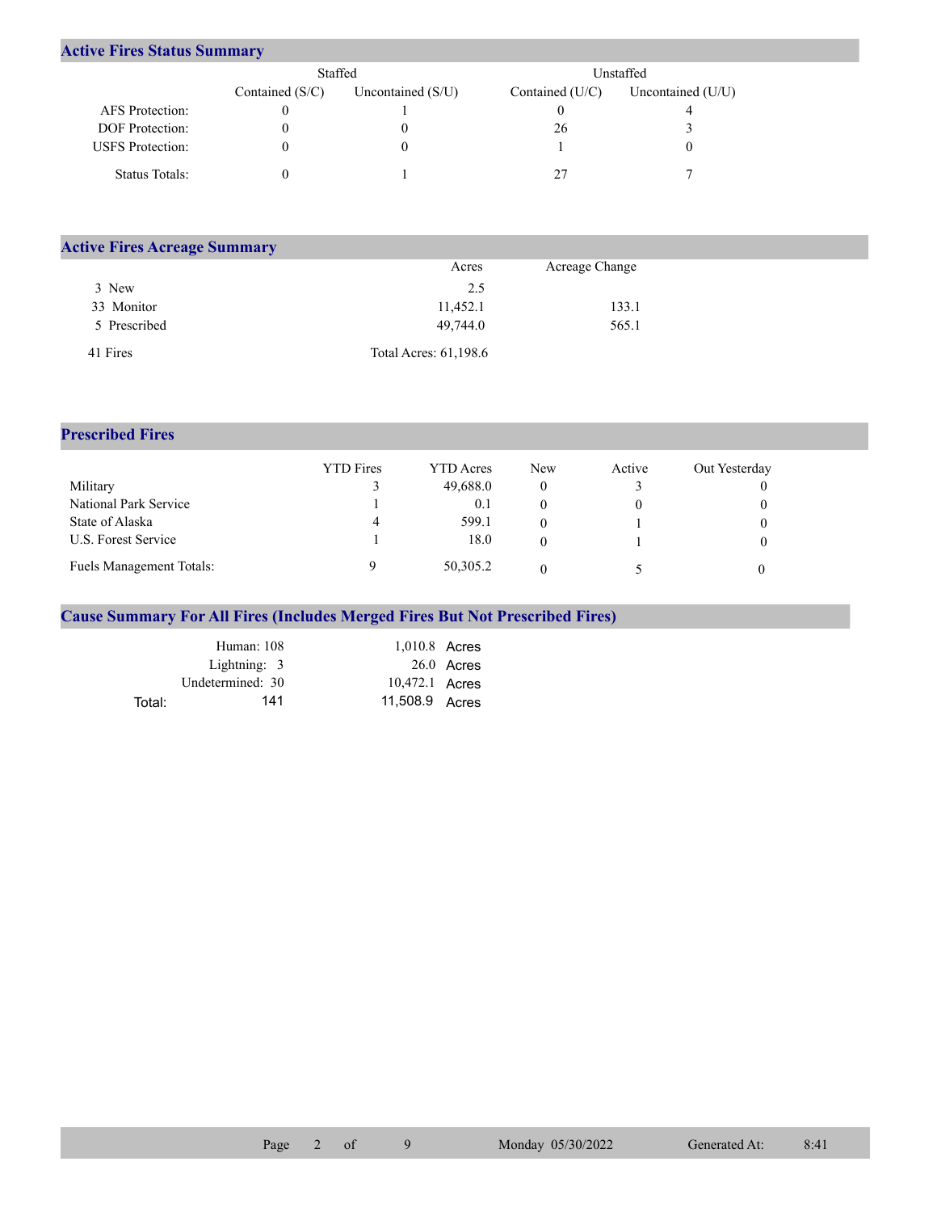## Active Fires Status Summary

| | Staffed | | Unstaffed | |
|---|---|---|---|---|
| | Contained (S/C) | Uncontained (S/U) | Contained (U/C) | Uncontained (U/U) |
| AFS Protection: | 0 | 1 | 0 | 4 |
| DOF Protection: | 0 | 0 | 26 | 3 |
| USFS Protection: | 0 | 0 | 1 | 0 |
| Status Totals: | 0 | 1 | 27 | 7 |

## Active Fires Acreage Summary

| | Acres | Acreage Change |
|---|---|---|
| 3 New | 2.5 | |
| 33 Monitor | 11,452.1 | 133.1 |
| 5 Prescribed | 49,744.0 | 565.1 |
| 41 Fires | Total Acres: 61,198.6 | |

## Prescribed Fires

| | YTD Fires | YTD Acres | New | Active | Out Yesterday |
|---|---|---|---|---|---|
| Military | 3 | 49,688.0 | 0 | 3 | 0 |
| National Park Service | 1 | 0.1 | 0 | 0 | 0 |
| State of Alaska | 4 | 599.1 | 0 | 1 | 0 |
| U.S. Forest Service | 1 | 18.0 | 0 | 1 | 0 |
| Fuels Management Totals: | 9 | 50,305.2 | 0 | 5 | 0 |

## Cause Summary For All Fires (Includes Merged Fires But Not Prescribed Fires)

| | | |
|---|---|---|
| Human: | 108 | 1,010.8 Acres |
| Lightning: | 3 | 26.0 Acres |
| Undetermined: | 30 | 10,472.1 Acres |
| Total: | 141 | 11,508.9 Acres |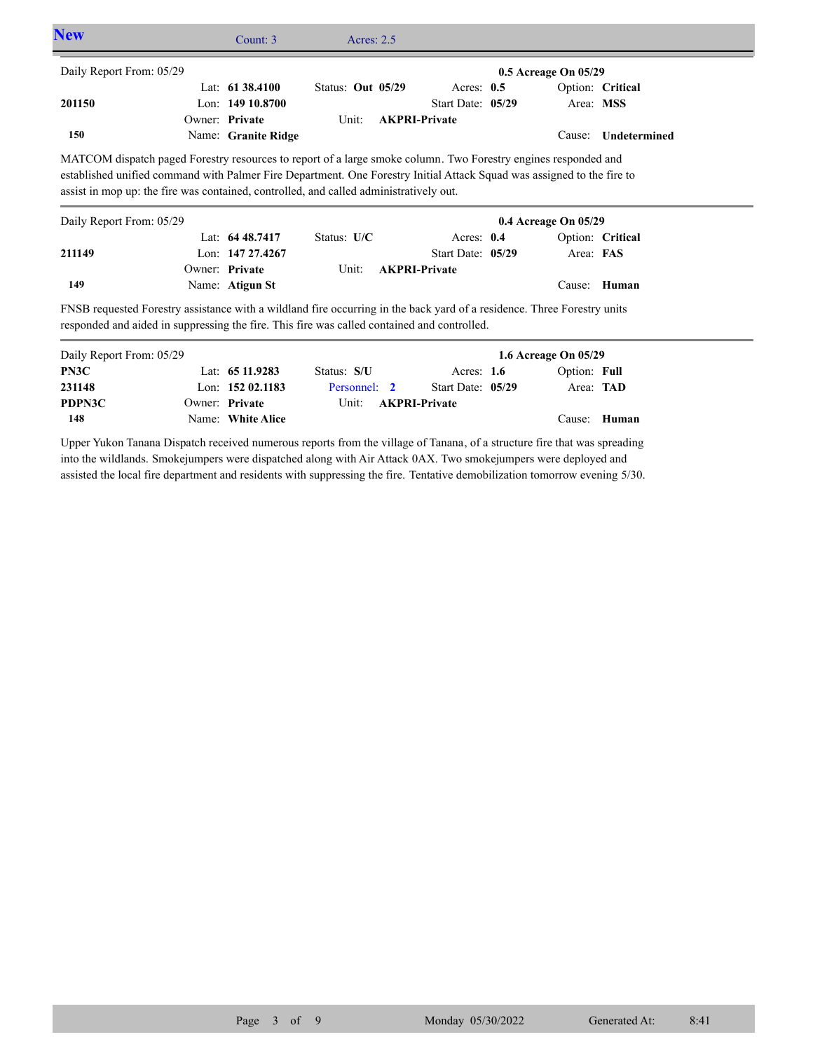## New

Count: 3 Acres: 2.5

---

Daily Report From: 05/29 — **0.5 Acreage On 05/29**

| | | | | |
|---|---|---|---|---|
| | Lat: **61 38.4100** | Status: **Out 05/29** | Acres: **0.5** | Option: **Critical** |
| **201150** | Lon: **149 10.8700** | | Start Date: **05/29** | Area: **MSS** |
| | Owner: **Private** | Unit: **AKPRI-Private** | | |
| **150** | Name: **Granite Ridge** | | | Cause: **Undetermined** |

MATCOM dispatch paged Forestry resources to report of a large smoke column. Two Forestry engines responded and established unified command with Palmer Fire Department. One Forestry Initial Attack Squad was assigned to the fire to assist in mop up: the fire was contained, controlled, and called administratively out.

---

Daily Report From: 05/29 — **0.4 Acreage On 05/29**

| | | | | |
|---|---|---|---|---|
| | Lat: **64 48.7417** | Status: **U/C** | Acres: **0.4** | Option: **Critical** |
| **211149** | Lon: **147 27.4267** | | Start Date: **05/29** | Area: **FAS** |
| | Owner: **Private** | Unit: **AKPRI-Private** | | |
| **149** | Name: **Atigun St** | | | Cause: **Human** |

FNSB requested Forestry assistance with a wildland fire occurring in the back yard of a residence. Three Forestry units responded and aided in suppressing the fire. This fire was called contained and controlled.

---

Daily Report From: 05/29 — **1.6 Acreage On 05/29**

| | | | | |
|---|---|---|---|---|
| **PN3C** | Lat: **65 11.9283** | Status: **S/U** | Acres: **1.6** | Option: **Full** |
| **231148** | Lon: **152 02.1183** | Personnel: **2** | Start Date: **05/29** | Area: **TAD** |
| **PDPN3C** | Owner: **Private** | Unit: **AKPRI-Private** | | |
| **148** | Name: **White Alice** | | | Cause: **Human** |

Upper Yukon Tanana Dispatch received numerous reports from the village of Tanana, of a structure fire that was spreading into the wildlands. Smokejumpers were dispatched along with Air Attack 0AX. Two smokejumpers were deployed and assisted the local fire department and residents with suppressing the fire. Tentative demobilization tomorrow evening 5/30.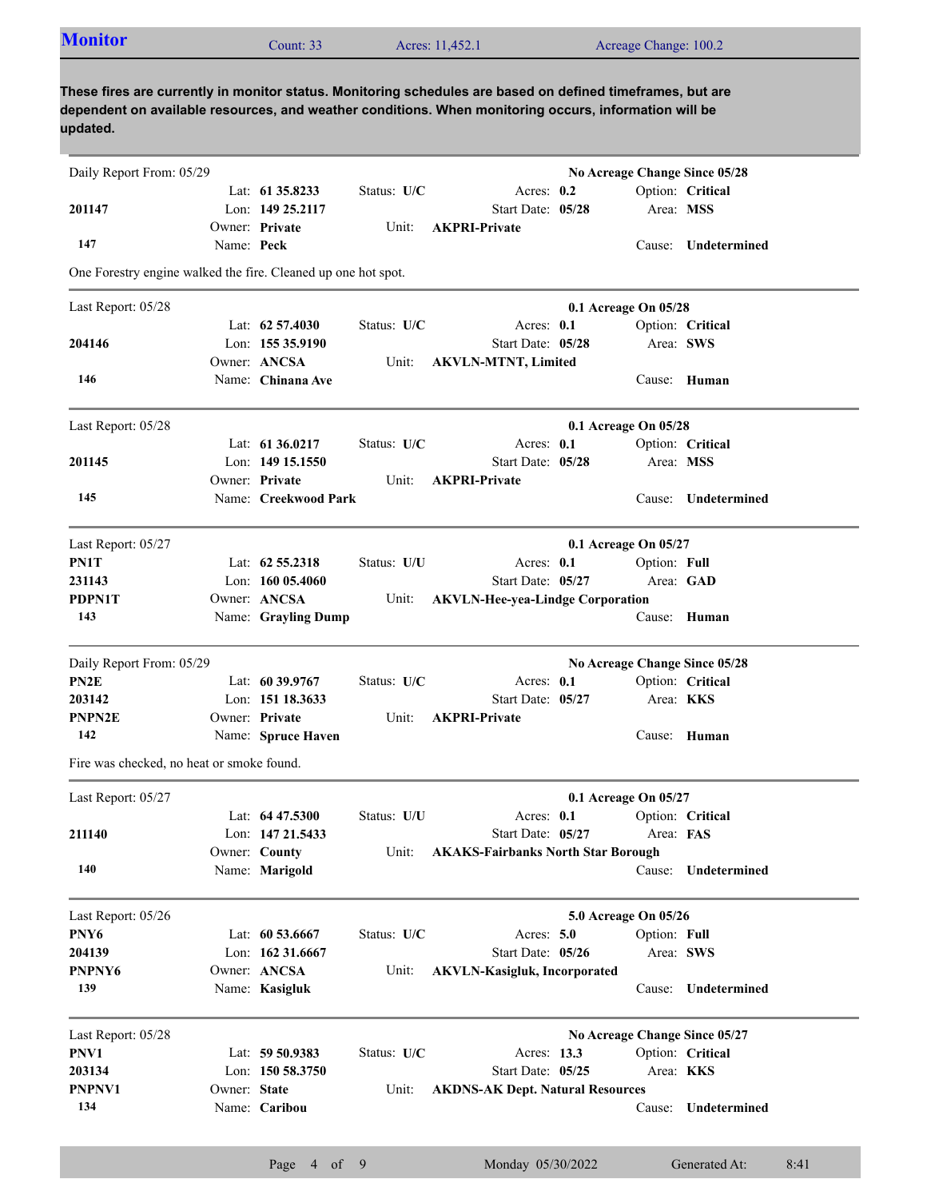## Monitor

Count: 33 | Acres: 11,452.1 | Acreage Change: 100.2

**These fires are currently in monitor status. Monitoring schedules are based on defined timeframes, but are dependent on available resources, and weather conditions. When monitoring occurs, information will be updated.**

---

Daily Report From: 05/29 — **No Acreage Change Since 05/28**

| | | | | |
|---|---|---|---|---|
| | Lat: **61 35.8233** | Status: **U/C** | Acres: **0.2** | Option: **Critical** |
| **201147** | Lon: **149 25.2117** | | Start Date: **05/28** | Area: **MSS** |
| | Owner: **Private** | Unit: **AKPRI-Private** | | |
| **147** | Name: **Peck** | | | Cause: **Undetermined** |

One Forestry engine walked the fire. Cleaned up one hot spot.

---

Last Report: 05/28 — **0.1 Acreage On 05/28**

| | | | | |
|---|---|---|---|---|
| | Lat: **62 57.4030** | Status: **U/C** | Acres: **0.1** | Option: **Critical** |
| **204146** | Lon: **155 35.9190** | | Start Date: **05/28** | Area: **SWS** |
| | Owner: **ANCSA** | Unit: **AKVLN-MTNT, Limited** | | |
| **146** | Name: **Chinana Ave** | | | Cause: **Human** |

---

Last Report: 05/28 — **0.1 Acreage On 05/28**

| | | | | |
|---|---|---|---|---|
| | Lat: **61 36.0217** | Status: **U/C** | Acres: **0.1** | Option: **Critical** |
| **201145** | Lon: **149 15.1550** | | Start Date: **05/28** | Area: **MSS** |
| | Owner: **Private** | Unit: **AKPRI-Private** | | |
| **145** | Name: **Creekwood Park** | | | Cause: **Undetermined** |

---

Last Report: 05/27 — **0.1 Acreage On 05/27**

| | | | | |
|---|---|---|---|---|
| **PN1T** | Lat: **62 55.2318** | Status: **U/U** | Acres: **0.1** | Option: **Full** |
| **231143** | Lon: **160 05.4060** | | Start Date: **05/27** | Area: **GAD** |
| **PDPN1T** | Owner: **ANCSA** | Unit: **AKVLN-Hee-yea-Lindge Corporation** | | |
| **143** | Name: **Grayling Dump** | | | Cause: **Human** |

---

Daily Report From: 05/29 — **No Acreage Change Since 05/28**

| | | | | |
|---|---|---|---|---|
| **PN2E** | Lat: **60 39.9767** | Status: **U/C** | Acres: **0.1** | Option: **Critical** |
| **203142** | Lon: **151 18.3633** | | Start Date: **05/27** | Area: **KKS** |
| **PNPN2E** | Owner: **Private** | Unit: **AKPRI-Private** | | |
| **142** | Name: **Spruce Haven** | | | Cause: **Human** |

Fire was checked, no heat or smoke found.

---

Last Report: 05/27 — **0.1 Acreage On 05/27**

| | | | | |
|---|---|---|---|---|
| | Lat: **64 47.5300** | Status: **U/U** | Acres: **0.1** | Option: **Critical** |
| **211140** | Lon: **147 21.5433** | | Start Date: **05/27** | Area: **FAS** |
| | Owner: **County** | Unit: **AKAKS-Fairbanks North Star Borough** | | |
| **140** | Name: **Marigold** | | | Cause: **Undetermined** |

---

Last Report: 05/26 — **5.0 Acreage On 05/26**

| | | | | |
|---|---|---|---|---|
| **PNY6** | Lat: **60 53.6667** | Status: **U/C** | Acres: **5.0** | Option: **Full** |
| **204139** | Lon: **162 31.6667** | | Start Date: **05/26** | Area: **SWS** |
| **PNPNY6** | Owner: **ANCSA** | Unit: **AKVLN-Kasigluk, Incorporated** | | |
| **139** | Name: **Kasigluk** | | | Cause: **Undetermined** |

---

Last Report: 05/28 — **No Acreage Change Since 05/27**

| | | | | |
|---|---|---|---|---|
| **PNV1** | Lat: **59 50.9383** | Status: **U/C** | Acres: **13.3** | Option: **Critical** |
| **203134** | Lon: **150 58.3750** | | Start Date: **05/25** | Area: **KKS** |
| **PNPNV1** | Owner: **State** | Unit: **AKDNS-AK Dept. Natural Resources** | | |
| **134** | Name: **Caribou** | | | Cause: **Undetermined** |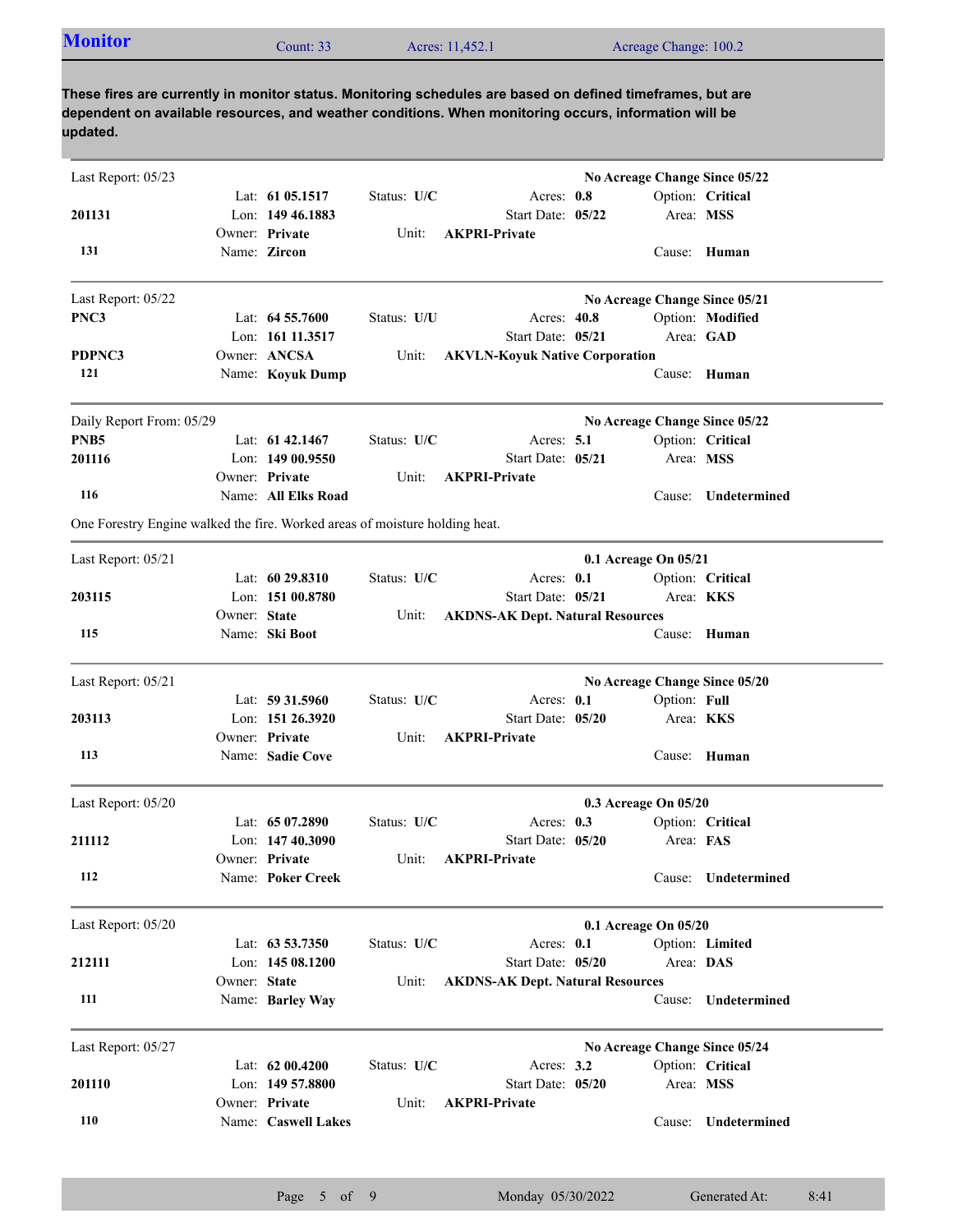## Monitor

Count: 33 | Acres: 11,452.1 | Acreage Change: 100.2

**These fires are currently in monitor status. Monitoring schedules are based on defined timeframes, but are dependent on available resources, and weather conditions. When monitoring occurs, information will be updated.**

---

Last Report: 05/23 — **No Acreage Change Since 05/22**

**201131**
**131**

Lat: **61 05.1517** | Lon: **149 46.1883** | Owner: **Private** | Name: **Zircon**
Status: **U/C** | Unit: **AKPRI-Private**
Acres: **0.8** | Start Date: **05/22**
Option: **Critical** | Area: **MSS** | Cause: **Human**

---

Last Report: 05/22 — **No Acreage Change Since 05/21**

**PNC3**
**PDPNC3**
**121**

Lat: **64 55.7600** | Lon: **161 11.3517** | Owner: **ANCSA** | Name: **Koyuk Dump**
Status: **U/U** | Unit: **AKVLN-Koyuk Native Corporation**
Acres: **40.8** | Start Date: **05/21**
Option: **Modified** | Area: **GAD** | Cause: **Human**

---

Daily Report From: 05/29 — **No Acreage Change Since 05/22**

**PNB5**
**201116**
**116**

Lat: **61 42.1467** | Lon: **149 00.9550** | Owner: **Private** | Name: **All Elks Road**
Status: **U/C** | Unit: **AKPRI-Private**
Acres: **5.1** | Start Date: **05/21**
Option: **Critical** | Area: **MSS** | Cause: **Undetermined**

One Forestry Engine walked the fire. Worked areas of moisture holding heat.

---

Last Report: 05/21 — **0.1 Acreage On 05/21**

**203115**
**115**

Lat: **60 29.8310** | Lon: **151 00.8780** | Owner: **State** | Name: **Ski Boot**
Status: **U/C** | Unit: **AKDNS-AK Dept. Natural Resources**
Acres: **0.1** | Start Date: **05/21**
Option: **Critical** | Area: **KKS** | Cause: **Human**

---

Last Report: 05/21 — **No Acreage Change Since 05/20**

**203113**
**113**

Lat: **59 31.5960** | Lon: **151 26.3920** | Owner: **Private** | Name: **Sadie Cove**
Status: **U/C** | Unit: **AKPRI-Private**
Acres: **0.1** | Start Date: **05/20**
Option: **Full** | Area: **KKS** | Cause: **Human**

---

Last Report: 05/20 — **0.3 Acreage On 05/20**

**211112**
**112**

Lat: **65 07.2890** | Lon: **147 40.3090** | Owner: **Private** | Name: **Poker Creek**
Status: **U/C** | Unit: **AKPRI-Private**
Acres: **0.3** | Start Date: **05/20**
Option: **Critical** | Area: **FAS** | Cause: **Undetermined**

---

Last Report: 05/20 — **0.1 Acreage On 05/20**

**212111**
**111**

Lat: **63 53.7350** | Lon: **145 08.1200** | Owner: **State** | Name: **Barley Way**
Status: **U/C** | Unit: **AKDNS-AK Dept. Natural Resources**
Acres: **0.1** | Start Date: **05/20**
Option: **Limited** | Area: **DAS** | Cause: **Undetermined**

---

Last Report: 05/27 — **No Acreage Change Since 05/24**

**201110**
**110**

Lat: **62 00.4200** | Lon: **149 57.8800** | Owner: **Private** | Name: **Caswell Lakes**
Status: **U/C** | Unit: **AKPRI-Private**
Acres: **3.2** | Start Date: **05/20**
Option: **Critical** | Area: **MSS** | Cause: **Undetermined**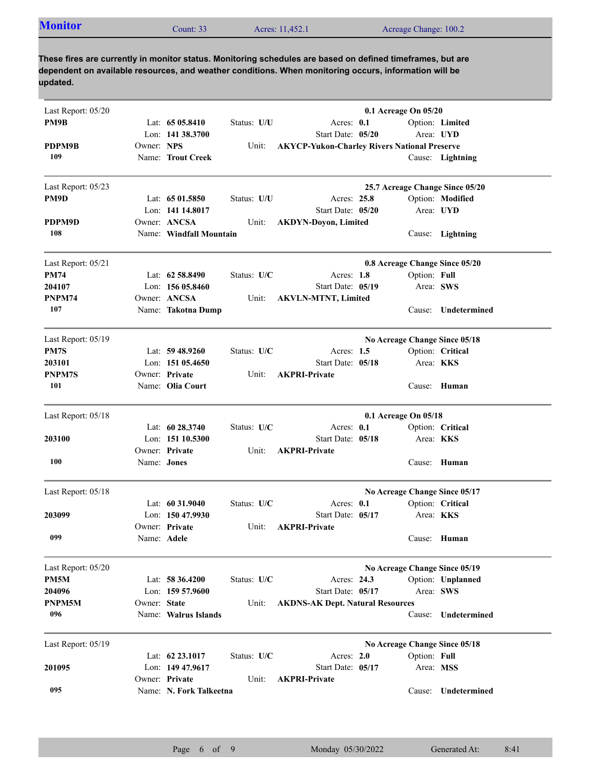## Monitor

Count: 33 Acres: 11,452.1 Acreage Change: 100.2

**These fires are currently in monitor status. Monitoring schedules are based on defined timeframes, but are dependent on available resources, and weather conditions. When monitoring occurs, information will be updated.**

---

Last Report: 05/20 — **0.1 Acreage On 05/20**

| | | | |
|---|---|---|---|
| **PM9B** | Lat: **65 05.8410** | Status: **U/U** | Acres: **0.1** | 
| | Lon: **141 38.3700** | Start Date: **05/20** | Option: **Limited** |
| **PDPM9B** | Owner: **NPS** | Unit: **AKYCP-Yukon-Charley Rivers National Preserve** | Area: **UYD** |
| **109** | Name: **Trout Creek** | | Cause: **Lightning** |

---

Last Report: 05/23 — **25.7 Acreage Change Since 05/20**

| | | | |
|---|---|---|---|
| **PM9D** | Lat: **65 01.5850** | Status: **U/U** | Acres: **25.8** |
| | Lon: **141 14.8017** | Start Date: **05/20** | Option: **Modified** |
| **PDPM9D** | Owner: **ANCSA** | Unit: **AKDYN-Doyon, Limited** | Area: **UYD** |
| **108** | Name: **Windfall Mountain** | | Cause: **Lightning** |

---

Last Report: 05/21 — **0.8 Acreage Change Since 05/20**

| | | | |
|---|---|---|---|
| **PM74** | Lat: **62 58.8490** | Status: **U/C** | Acres: **1.8** |
| **204107** | Lon: **156 05.8460** | Start Date: **05/19** | Option: **Full** |
| **PNPM74** | Owner: **ANCSA** | Unit: **AKVLN-MTNT, Limited** | Area: **SWS** |
| **107** | Name: **Takotna Dump** | | Cause: **Undetermined** |

---

Last Report: 05/19 — **No Acreage Change Since 05/18**

| | | | |
|---|---|---|---|
| **PM7S** | Lat: **59 48.9260** | Status: **U/C** | Acres: **1.5** |
| **203101** | Lon: **151 05.4650** | Start Date: **05/18** | Option: **Critical** |
| **PNPM7S** | Owner: **Private** | Unit: **AKPRI-Private** | Area: **KKS** |
| **101** | Name: **Olia Court** | | Cause: **Human** |

---

Last Report: 05/18 — **0.1 Acreage On 05/18**

| | | | |
|---|---|---|---|
| | Lat: **60 28.3740** | Status: **U/C** | Acres: **0.1** |
| **203100** | Lon: **151 10.5300** | Start Date: **05/18** | Option: **Critical** |
| | Owner: **Private** | Unit: **AKPRI-Private** | Area: **KKS** |
| **100** | Name: **Jones** | | Cause: **Human** |

---

Last Report: 05/18 — **No Acreage Change Since 05/17**

| | | | |
|---|---|---|---|
| | Lat: **60 31.9040** | Status: **U/C** | Acres: **0.1** |
| **203099** | Lon: **150 47.9930** | Start Date: **05/17** | Option: **Critical** |
| | Owner: **Private** | Unit: **AKPRI-Private** | Area: **KKS** |
| **099** | Name: **Adele** | | Cause: **Human** |

---

Last Report: 05/20 — **No Acreage Change Since 05/19**

| | | | |
|---|---|---|---|
| **PM5M** | Lat: **58 36.4200** | Status: **U/C** | Acres: **24.3** |
| **204096** | Lon: **159 57.9600** | Start Date: **05/17** | Option: **Unplanned** |
| **PNPM5M** | Owner: **State** | Unit: **AKDNS-AK Dept. Natural Resources** | Area: **SWS** |
| **096** | Name: **Walrus Islands** | | Cause: **Undetermined** |

---

Last Report: 05/19 — **No Acreage Change Since 05/18**

| | | | |
|---|---|---|---|
| | Lat: **62 23.1017** | Status: **U/C** | Acres: **2.0** |
| **201095** | Lon: **149 47.9617** | Start Date: **05/17** | Option: **Full** |
| | Owner: **Private** | Unit: **AKPRI-Private** | Area: **MSS** |
| **095** | Name: **N. Fork Talkeetna** | | Cause: **Undetermined** |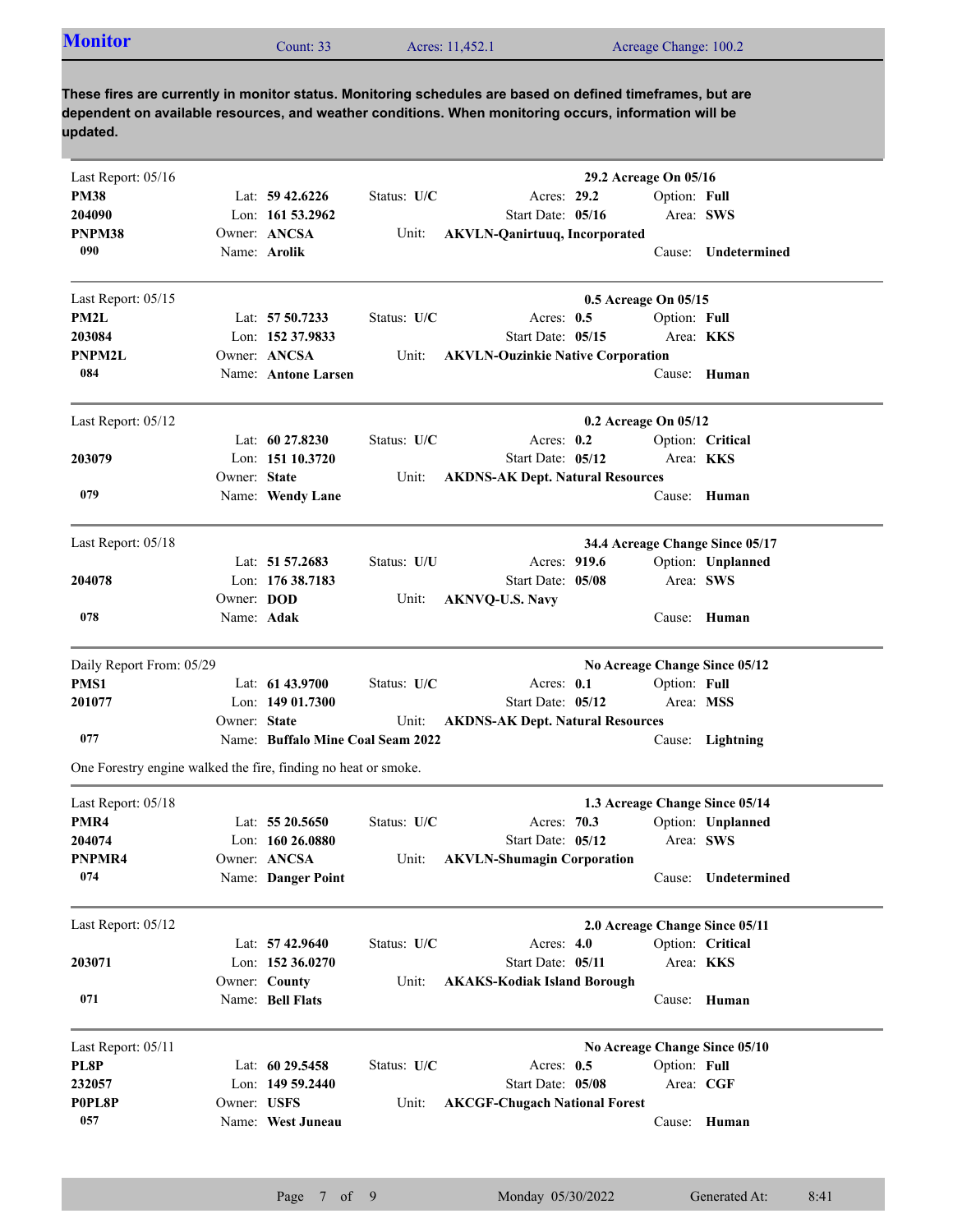## Monitor

Count: 33 | Acres: 11,452.1 | Acreage Change: 100.2

**These fires are currently in monitor status. Monitoring schedules are based on defined timeframes, but are dependent on available resources, and weather conditions. When monitoring occurs, information will be updated.**

---

Last Report: 05/16 — **29.2 Acreage On 05/16**

| | | | | |
|---|---|---|---|---|
| **PM38** | Lat: **59 42.6226** | Status: **U/C** | Acres: **29.2** | Option: **Full** |
| **204090** | Lon: **161 53.2962** | | Start Date: **05/16** | Area: **SWS** |
| **PNPM38** | Owner: **ANCSA** | Unit: **AKVLN-Qanirtuuq, Incorporated** | | |
| **090** | Name: **Arolik** | | | Cause: **Undetermined** |

---

Last Report: 05/15 — **0.5 Acreage On 05/15**

| | | | | |
|---|---|---|---|---|
| **PM2L** | Lat: **57 50.7233** | Status: **U/C** | Acres: **0.5** | Option: **Full** |
| **203084** | Lon: **152 37.9833** | | Start Date: **05/15** | Area: **KKS** |
| **PNPM2L** | Owner: **ANCSA** | Unit: **AKVLN-Ouzinkie Native Corporation** | | |
| **084** | Name: **Antone Larsen** | | | Cause: **Human** |

---

Last Report: 05/12 — **0.2 Acreage On 05/12**

| | | | | |
|---|---|---|---|---|
| | Lat: **60 27.8230** | Status: **U/C** | Acres: **0.2** | Option: **Critical** |
| **203079** | Lon: **151 10.3720** | | Start Date: **05/12** | Area: **KKS** |
| | Owner: **State** | Unit: **AKDNS-AK Dept. Natural Resources** | | |
| **079** | Name: **Wendy Lane** | | | Cause: **Human** |

---

Last Report: 05/18 — **34.4 Acreage Change Since 05/17**

| | | | | |
|---|---|---|---|---|
| | Lat: **51 57.2683** | Status: **U/U** | Acres: **919.6** | Option: **Unplanned** |
| **204078** | Lon: **176 38.7183** | | Start Date: **05/08** | Area: **SWS** |
| | Owner: **DOD** | Unit: **AKNVQ-U.S. Navy** | | |
| **078** | Name: **Adak** | | | Cause: **Human** |

---

Daily Report From: 05/29 — **No Acreage Change Since 05/12**

| | | | | |
|---|---|---|---|---|
| **PMS1** | Lat: **61 43.9700** | Status: **U/C** | Acres: **0.1** | Option: **Full** |
| **201077** | Lon: **149 01.7300** | | Start Date: **05/12** | Area: **MSS** |
| | Owner: **State** | Unit: **AKDNS-AK Dept. Natural Resources** | | |
| **077** | Name: **Buffalo Mine Coal Seam 2022** | | | Cause: **Lightning** |

One Forestry engine walked the fire, finding no heat or smoke.

---

Last Report: 05/18 — **1.3 Acreage Change Since 05/14**

| | | | | |
|---|---|---|---|---|
| **PMR4** | Lat: **55 20.5650** | Status: **U/C** | Acres: **70.3** | Option: **Unplanned** |
| **204074** | Lon: **160 26.0880** | | Start Date: **05/12** | Area: **SWS** |
| **PNPMR4** | Owner: **ANCSA** | Unit: **AKVLN-Shumagin Corporation** | | |
| **074** | Name: **Danger Point** | | | Cause: **Undetermined** |

---

Last Report: 05/12 — **2.0 Acreage Change Since 05/11**

| | | | | |
|---|---|---|---|---|
| | Lat: **57 42.9640** | Status: **U/C** | Acres: **4.0** | Option: **Critical** |
| **203071** | Lon: **152 36.0270** | | Start Date: **05/11** | Area: **KKS** |
| | Owner: **County** | Unit: **AKAKS-Kodiak Island Borough** | | |
| **071** | Name: **Bell Flats** | | | Cause: **Human** |

---

Last Report: 05/11 — **No Acreage Change Since 05/10**

| | | | | |
|---|---|---|---|---|
| **PL8P** | Lat: **60 29.5458** | Status: **U/C** | Acres: **0.5** | Option: **Full** |
| **232057** | Lon: **149 59.2440** | | Start Date: **05/08** | Area: **CGF** |
| **P0PL8P** | Owner: **USFS** | Unit: **AKCGF-Chugach National Forest** | | |
| **057** | Name: **West Juneau** | | | Cause: **Human** |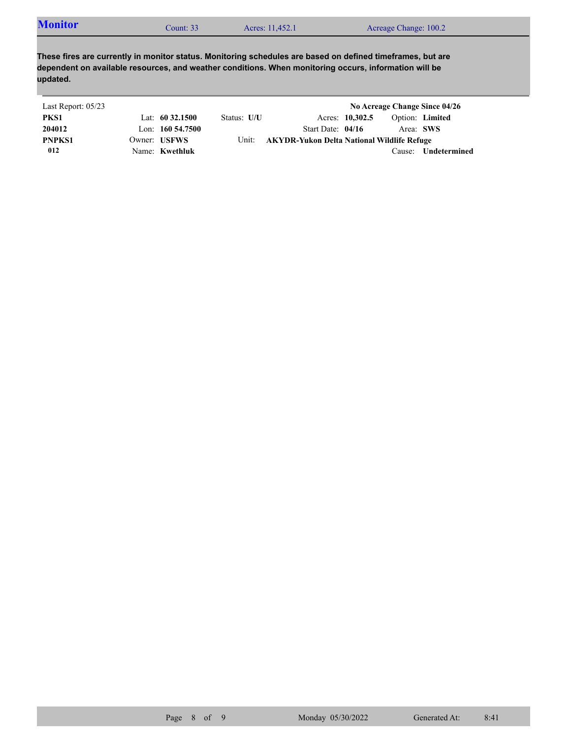## Monitor

Count: 33 | Acres: 11,452.1 | Acreage Change: 100.2

**These fires are currently in monitor status. Monitoring schedules are based on defined timeframes, but are dependent on available resources, and weather conditions. When monitoring occurs, information will be updated.**

Last Report: 05/23 | **No Acreage Change Since 04/26**

| | | | | |
|---|---|---|---|---|
| **PKS1** | Lat: **60 32.1500** | Status: **U/U** | Acres: **10,302.5** | Option: **Limited** |
| **204012** | Lon: **160 54.7500** | | Start Date: **04/16** | Area: **SWS** |
| **PNPKS1** | Owner: **USFWS** | Unit: **AKYDR-Yukon Delta National Wildlife Refuge** | | |
| **012** | Name: **Kwethluk** | | | Cause: **Undetermined** |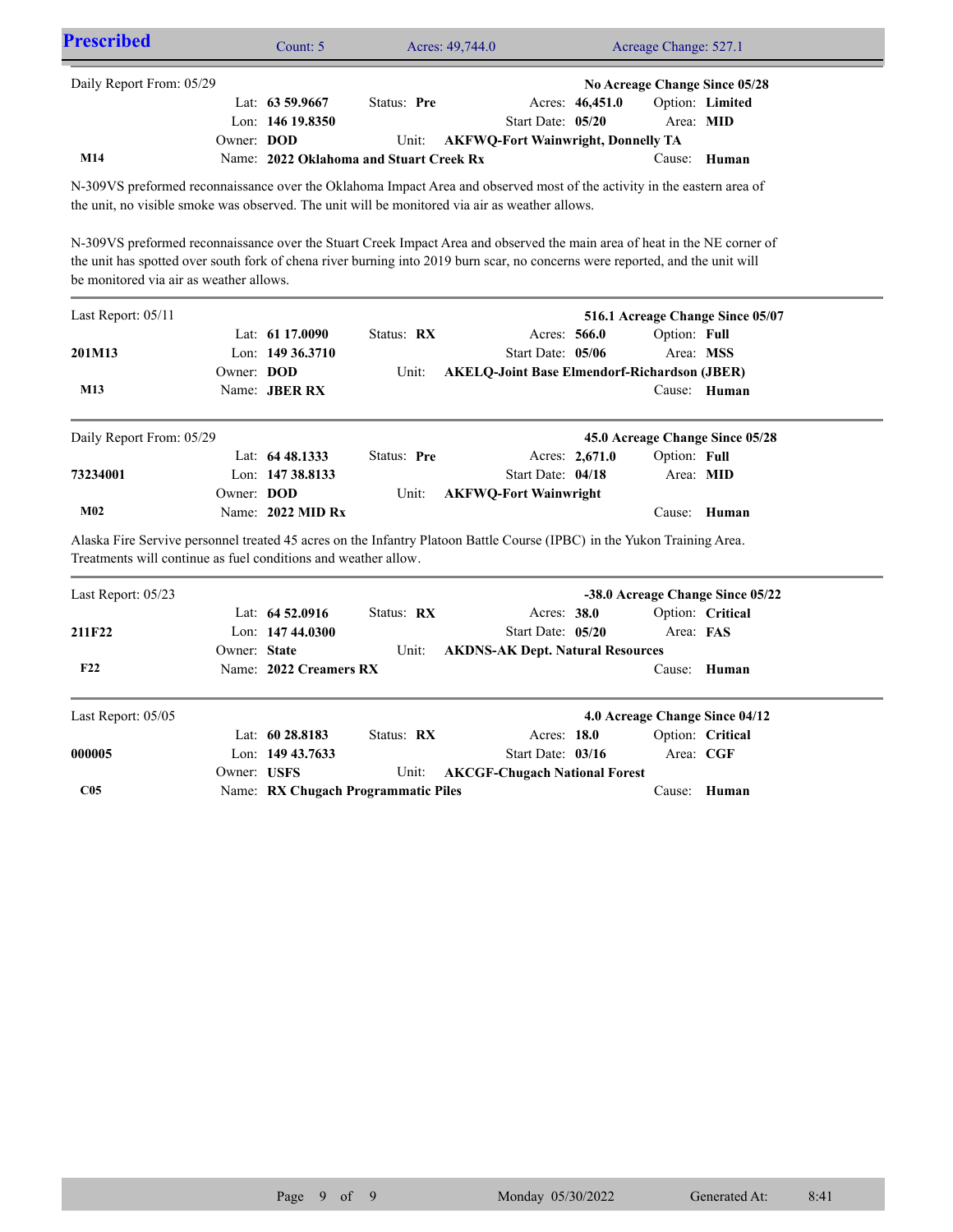## Prescribed

Count: 5 | Acres: 49,744.0 | Acreage Change: 527.1

---

Daily Report From: 05/29 — **No Acreage Change Since 05/28**

| | | | |
|---|---|---|---|
| | Lat: **63 59.9667** | Status: **Pre** | Acres: **46,451.0** | Option: **Limited** |
| | Lon: **146 19.8350** | | Start Date: **05/20** | Area: **MID** |
| | Owner: **DOD** | Unit: **AKFWQ-Fort Wainwright, Donnelly TA** | | |
| **M14** | Name: **2022 Oklahoma and Stuart Creek Rx** | | | Cause: **Human** |

N-309VS preformed reconnaissance over the Oklahoma Impact Area and observed most of the activity in the eastern area of the unit, no visible smoke was observed. The unit will be monitored via air as weather allows.

N-309VS preformed reconnaissance over the Stuart Creek Impact Area and observed the main area of heat in the NE corner of the unit has spotted over south fork of chena river burning into 2019 burn scar, no concerns were reported, and the unit will be monitored via air as weather allows.

---

Last Report: 05/11 — **516.1 Acreage Change Since 05/07**

| | | | | |
|---|---|---|---|---|
| | Lat: **61 17.0090** | Status: **RX** | Acres: **566.0** | Option: **Full** |
| **201M13** | Lon: **149 36.3710** | | Start Date: **05/06** | Area: **MSS** |
| | Owner: **DOD** | Unit: **AKELQ-Joint Base Elmendorf-Richardson (JBER)** | | |
| **M13** | Name: **JBER RX** | | | Cause: **Human** |

---

Daily Report From: 05/29 — **45.0 Acreage Change Since 05/28**

| | | | | |
|---|---|---|---|---|
| | Lat: **64 48.1333** | Status: **Pre** | Acres: **2,671.0** | Option: **Full** |
| **73234001** | Lon: **147 38.8133** | | Start Date: **04/18** | Area: **MID** |
| | Owner: **DOD** | Unit: **AKFWQ-Fort Wainwright** | | |
| **M02** | Name: **2022 MID Rx** | | | Cause: **Human** |

Alaska Fire Servive personnel treated 45 acres on the Infantry Platoon Battle Course (IPBC) in the Yukon Training Area. Treatments will continue as fuel conditions and weather allow.

---

Last Report: 05/23 — **-38.0 Acreage Change Since 05/22**

| | | | | |
|---|---|---|---|---|
| | Lat: **64 52.0916** | Status: **RX** | Acres: **38.0** | Option: **Critical** |
| **211F22** | Lon: **147 44.0300** | | Start Date: **05/20** | Area: **FAS** |
| | Owner: **State** | Unit: **AKDNS-AK Dept. Natural Resources** | | |
| **F22** | Name: **2022 Creamers RX** | | | Cause: **Human** |

---

Last Report: 05/05 — **4.0 Acreage Change Since 04/12**

| | | | | |
|---|---|---|---|---|
| | Lat: **60 28.8183** | Status: **RX** | Acres: **18.0** | Option: **Critical** |
| **000005** | Lon: **149 43.7633** | | Start Date: **03/16** | Area: **CGF** |
| | Owner: **USFS** | Unit: **AKCGF-Chugach National Forest** | | |
| **C05** | Name: **RX Chugach Programmatic Piles** | | | Cause: **Human** |